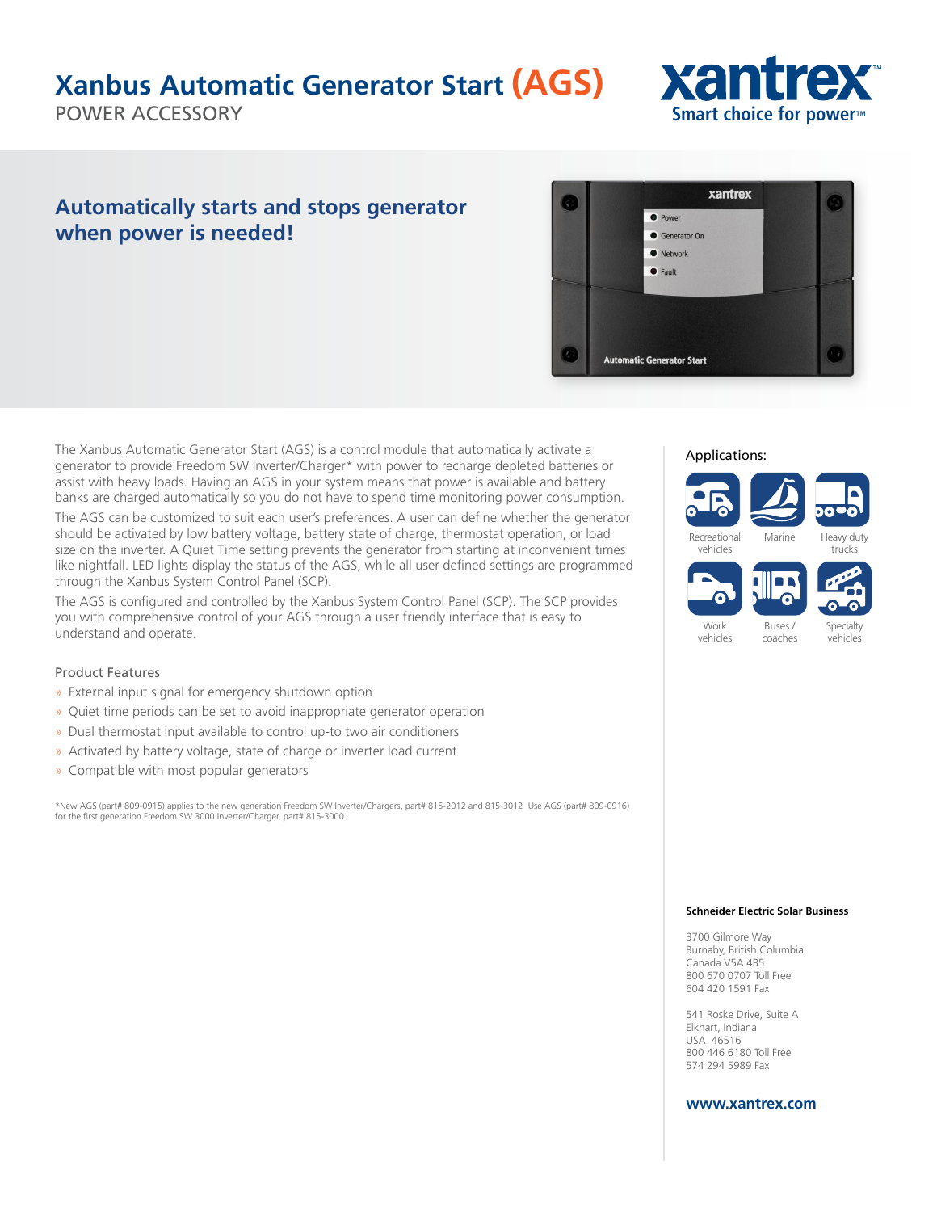# Xanbus Automatic Generator Start (AGS)

POWER ACCESSORY

xantrex
Smart choice for power™

## Automatically starts and stops generator when power is needed!

The Xanbus Automatic Generator Start (AGS) is a control module that automatically activate a generator to provide Freedom SW Inverter/Charger* with power to recharge depleted batteries or assist with heavy loads. Having an AGS in your system means that power is available and battery banks are charged automatically so you do not have to spend time monitoring power consumption.

The AGS can be customized to suit each user's preferences. A user can define whether the generator should be activated by low battery voltage, battery state of charge, thermostat operation, or load size on the inverter. A Quiet Time setting prevents the generator from starting at inconvenient times like nightfall. LED lights display the status of the AGS, while all user defined settings are programmed through the Xanbus System Control Panel (SCP).

The AGS is configured and controlled by the Xanbus System Control Panel (SCP). The SCP provides you with comprehensive control of your AGS through a user friendly interface that is easy to understand and operate.

### Product Features

- External input signal for emergency shutdown option
- Quiet time periods can be set to avoid inappropriate generator operation
- Dual thermostat input available to control up-to two air conditioners
- Activated by battery voltage, state of charge or inverter load current
- Compatible with most popular generators

*New AGS (part# 809-0915) applies to the new generation Freedom SW Inverter/Chargers, part# 815-2012 and 815-3012 Use AGS (part# 809-0916) for the first generation Freedom SW 3000 Inverter/Charger, part# 815-3000.

### Applications:

- Recreational vehicles
- Marine
- Heavy duty trucks
- Work vehicles
- Buses / coaches
- Specialty vehicles

**Schneider Electric Solar Business**

3700 Gilmore Way
Burnaby, British Columbia
Canada V5A 4B5
800 670 0707 Toll Free
604 420 1591 Fax

541 Roske Drive, Suite A
Elkhart, Indiana
USA 46516
800 446 6180 Toll Free
574 294 5989 Fax

**www.xantrex.com**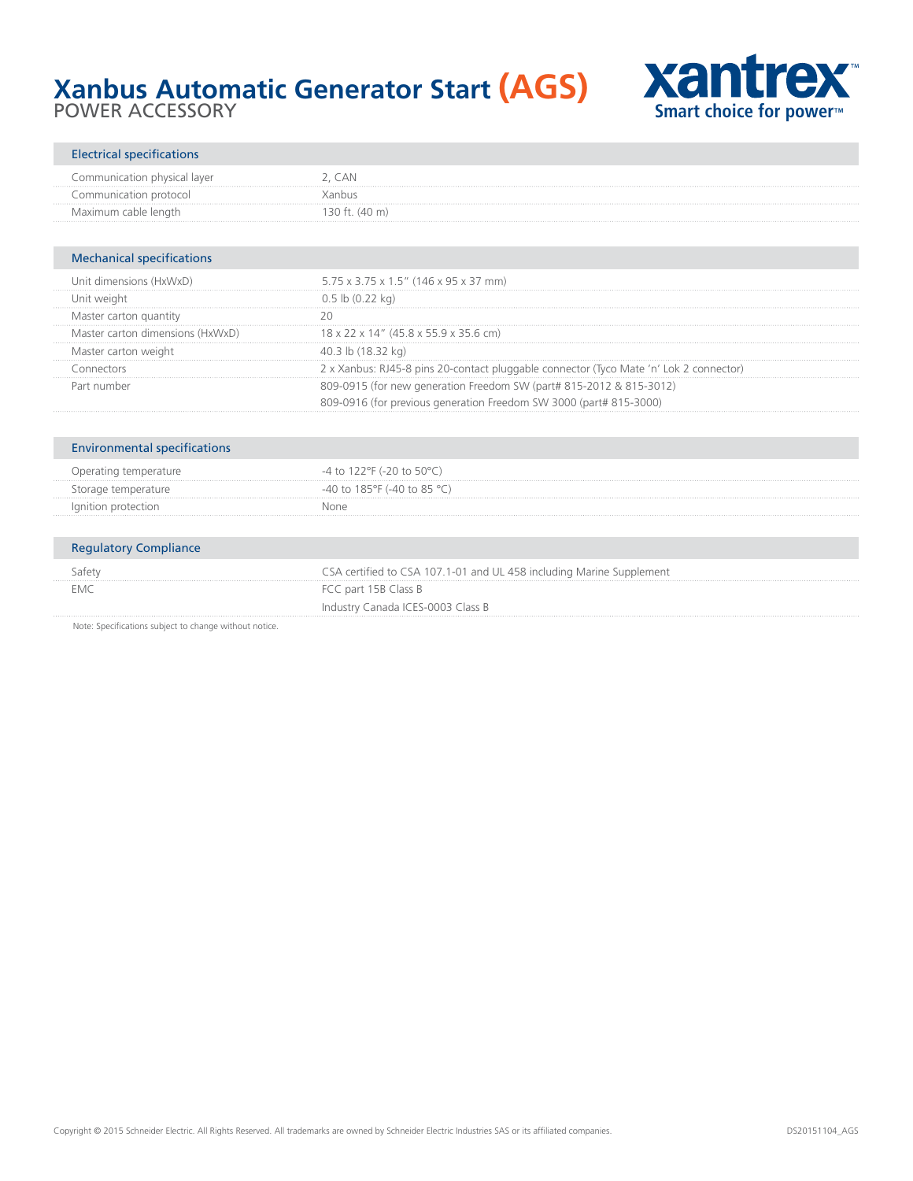# Xanbus Automatic Generator Start (AGS)

POWER ACCESSORY

xantrex
Smart choice for power™

## Electrical specifications

| | |
|---|---|
| Communication physical layer | 2, CAN |
| Communication protocol | Xanbus |
| Maximum cable length | 130 ft. (40 m) |

## Mechanical specifications

| | |
|---|---|
| Unit dimensions (HxWxD) | 5.75 x 3.75 x 1.5" (146 x 95 x 37 mm) |
| Unit weight | 0.5 lb (0.22 kg) |
| Master carton quantity | 20 |
| Master carton dimensions (HxWxD) | 18 x 22 x 14" (45.8 x 55.9 x 35.6 cm) |
| Master carton weight | 40.3 lb (18.32 kg) |
| Connectors | 2 x Xanbus: RJ45-8 pins 20-contact pluggable connector (Tyco Mate 'n' Lok 2 connector) |
| Part number | 809-0915 (for new generation Freedom SW (part# 815-2012 & 815-3012)<br>809-0916 (for previous generation Freedom SW 3000 (part# 815-3000) |

## Environmental specifications

| | |
|---|---|
| Operating temperature | -4 to 122°F (-20 to 50°C) |
| Storage temperature | -40 to 185°F (-40 to 85 °C) |
| Ignition protection | None |

## Regulatory Compliance

| | |
|---|---|
| Safety | CSA certified to CSA 107.1-01 and UL 458 including Marine Supplement |
| EMC | FCC part 15B Class B<br>Industry Canada ICES-0003 Class B |

Note: Specifications subject to change without notice.

Copyright © 2015 Schneider Electric. All Rights Reserved. All trademarks are owned by Schneider Electric Industries SAS or its affiliated companies.

DS20151104_AGS